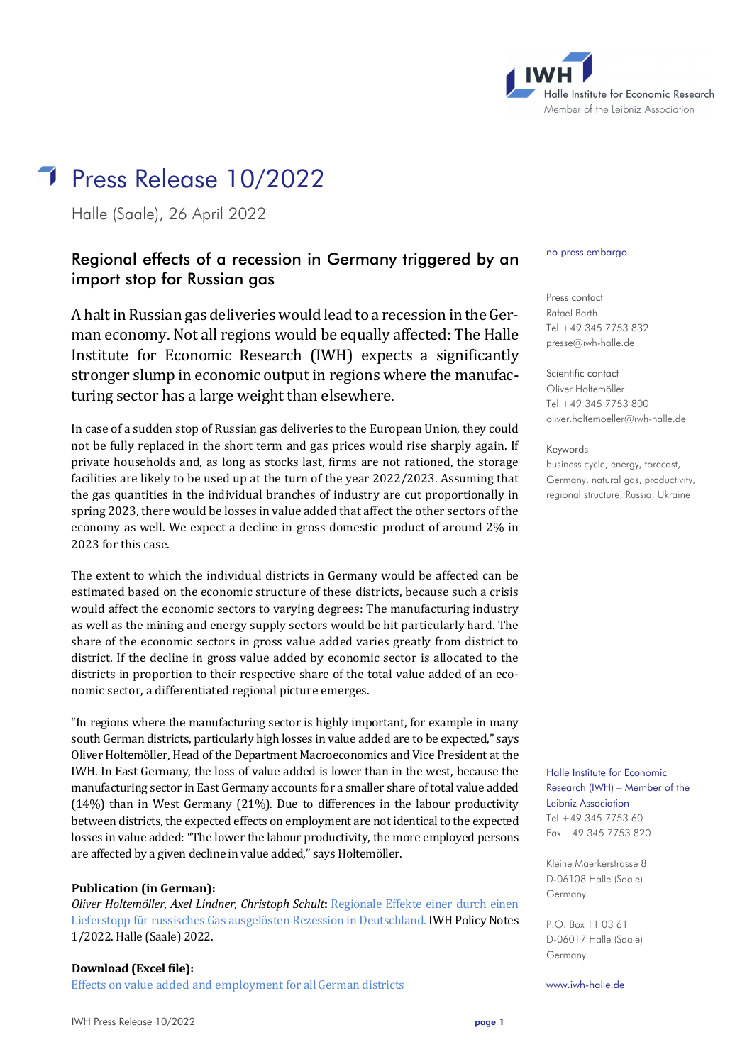# Press Release 10/2022

Halle (Saale), 26 April 2022

## Regional effects of a recession in Germany triggered by an import stop for Russian gas

no press embargo

**A halt in Russian gas deliveries would lead to a recession in the German economy. Not all regions would be equally affected: The Halle Institute for Economic Research (IWH) expects a significantly stronger slump in economic output in regions where the manufacturing sector has a large weight than elsewhere.**

In case of a sudden stop of Russian gas deliveries to the European Union, they could not be fully replaced in the short term and gas prices would rise sharply again. If private households and, as long as stocks last, firms are not rationed, the storage facilities are likely to be used up at the turn of the year 2022/2023. Assuming that the gas quantities in the individual branches of industry are cut proportionally in spring 2023, there would be losses in value added that affect the other sectors of the economy as well. We expect a decline in gross domestic product of around 2% in 2023 for this case.

The extent to which the individual districts in Germany would be affected can be estimated based on the economic structure of these districts, because such a crisis would affect the economic sectors to varying degrees: The manufacturing industry as well as the mining and energy supply sectors would be hit particularly hard. The share of the economic sectors in gross value added varies greatly from district to district. If the decline in gross value added by economic sector is allocated to the districts in proportion to their respective share of the total value added of an economic sector, a differentiated regional picture emerges.

"In regions where the manufacturing sector is highly important, for example in many south German districts, particularly high losses in value added are to be expected," says Oliver Holtemöller, Head of the Department Macroeconomics and Vice President at the IWH. In East Germany, the loss of value added is lower than in the west, because the manufacturing sector in East Germany accounts for a smaller share of total value added (14%) than in West Germany (21%). Due to differences in the labour productivity between districts, the expected effects on employment are not identical to the expected losses in value added: "The lower the labour productivity, the more employed persons are affected by a given decline in value added," says Holtemöller.

**Publication (in German):**
*Oliver Holtemöller, Axel Lindner, Christoph Schult*: Regionale Effekte einer durch einen Lieferstopp für russisches Gas ausgelösten Rezession in Deutschland. IWH Policy Notes 1/2022. Halle (Saale) 2022.

**Download (Excel file):**
Effects on value added and employment for all German districts

Press contact
Rafael Barth
Tel +49 345 7753 832
presse@iwh-halle.de

Scientific contact
Oliver Holtemöller
Tel +49 345 7753 800
oliver.holtemoeller@iwh-halle.de

Keywords
business cycle, energy, forecast, Germany, natural gas, productivity, regional structure, Russia, Ukraine

Halle Institute for Economic Research (IWH) – Member of the Leibniz Association
Tel +49 345 7753 60
Fax +49 345 7753 820

Kleine Maerkerstrasse 8
D-06108 Halle (Saale)
Germany

P.O. Box 11 03 61
D-06017 Halle (Saale)
Germany

www.iwh-halle.de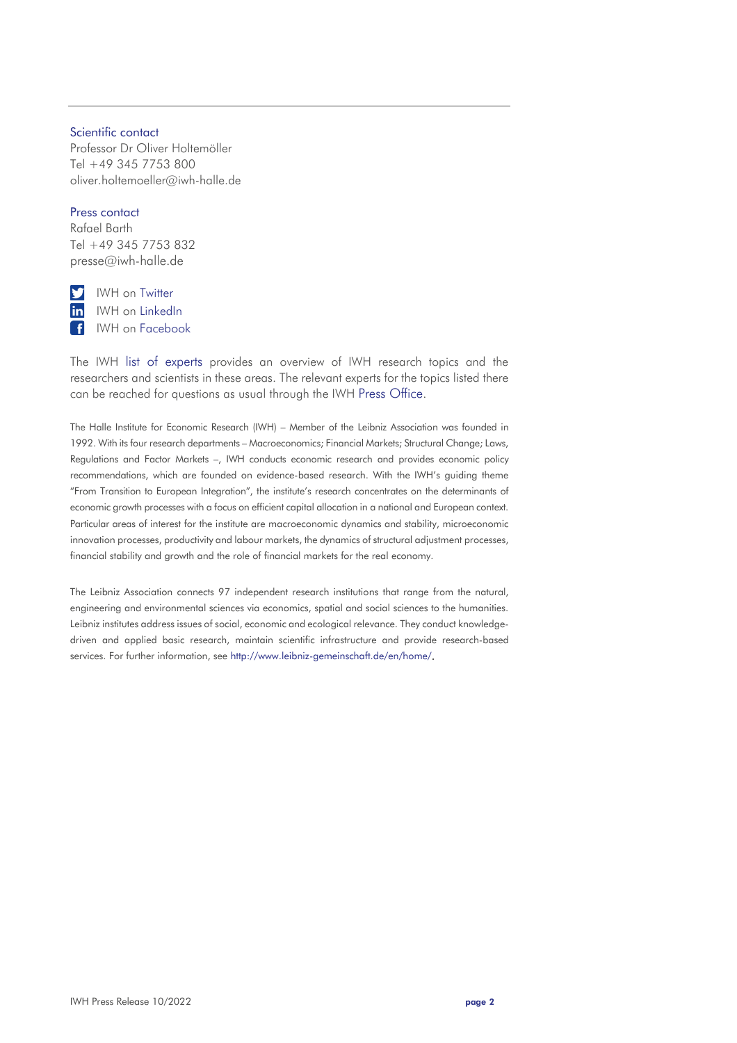**Scientific contact**
Professor Dr Oliver Holtemöller
Tel +49 345 7753 800
oliver.holtemoeller@iwh-halle.de

**Press contact**
Rafael Barth
Tel +49 345 7753 832
presse@iwh-halle.de

IWH on Twitter
IWH on LinkedIn
IWH on Facebook

The IWH list of experts provides an overview of IWH research topics and the researchers and scientists in these areas. The relevant experts for the topics listed there can be reached for questions as usual through the IWH Press Office.

The Halle Institute for Economic Research (IWH) – Member of the Leibniz Association was founded in 1992. With its four research departments – Macroeconomics; Financial Markets; Structural Change; Laws, Regulations and Factor Markets –, IWH conducts economic research and provides economic policy recommendations, which are founded on evidence-based research. With the IWH's guiding theme "From Transition to European Integration", the institute's research concentrates on the determinants of economic growth processes with a focus on efficient capital allocation in a national and European context. Particular areas of interest for the institute are macroeconomic dynamics and stability, microeconomic innovation processes, productivity and labour markets, the dynamics of structural adjustment processes, financial stability and growth and the role of financial markets for the real economy.

The Leibniz Association connects 97 independent research institutions that range from the natural, engineering and environmental sciences via economics, spatial and social sciences to the humanities. Leibniz institutes address issues of social, economic and ecological relevance. They conduct knowledge-driven and applied basic research, maintain scientific infrastructure and provide research-based services. For further information, see http://www.leibniz-gemeinschaft.de/en/home/.